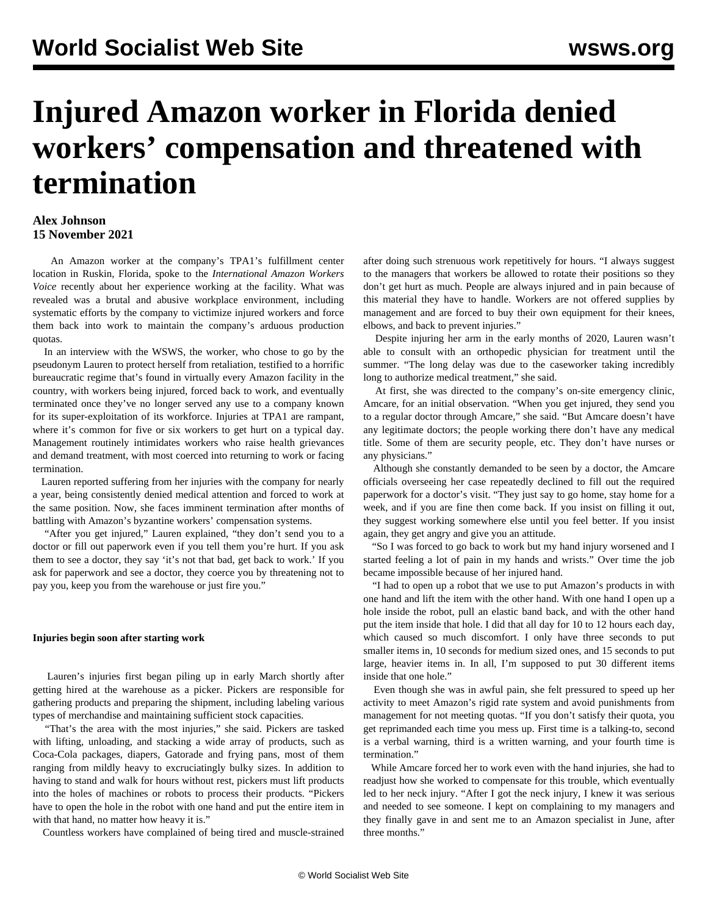# Injured Amazon worker in Florida denied workers' compensation and threatened with termination

**Alex Johnson**
**15 November 2021**

An Amazon worker at the company's TPA1's fulfillment center location in Ruskin, Florida, spoke to the *International Amazon Workers Voice* recently about her experience working at the facility. What was revealed was a brutal and abusive workplace environment, including systematic efforts by the company to victimize injured workers and force them back into work to maintain the company's arduous production quotas.

In an interview with the WSWS, the worker, who chose to go by the pseudonym Lauren to protect herself from retaliation, testified to a horrific bureaucratic regime that's found in virtually every Amazon facility in the country, with workers being injured, forced back to work, and eventually terminated once they've no longer served any use to a company known for its super-exploitation of its workforce. Injuries at TPA1 are rampant, where it's common for five or six workers to get hurt on a typical day. Management routinely intimidates workers who raise health grievances and demand treatment, with most coerced into returning to work or facing termination.

Lauren reported suffering from her injuries with the company for nearly a year, being consistently denied medical attention and forced to work at the same position. Now, she faces imminent termination after months of battling with Amazon's byzantine workers' compensation systems.

"After you get injured," Lauren explained, "they don't send you to a doctor or fill out paperwork even if you tell them you're hurt. If you ask them to see a doctor, they say 'it's not that bad, get back to work.' If you ask for paperwork and see a doctor, they coerce you by threatening not to pay you, keep you from the warehouse or just fire you."

**Injuries begin soon after starting work**

Lauren's injuries first began piling up in early March shortly after getting hired at the warehouse as a picker. Pickers are responsible for gathering products and preparing the shipment, including labeling various types of merchandise and maintaining sufficient stock capacities.

"That's the area with the most injuries," she said. Pickers are tasked with lifting, unloading, and stacking a wide array of products, such as Coca-Cola packages, diapers, Gatorade and frying pans, most of them ranging from mildly heavy to excruciatingly bulky sizes. In addition to having to stand and walk for hours without rest, pickers must lift products into the holes of machines or robots to process their products. "Pickers have to open the hole in the robot with one hand and put the entire item in with that hand, no matter how heavy it is."

Countless workers have complained of being tired and muscle-strained after doing such strenuous work repetitively for hours. "I always suggest to the managers that workers be allowed to rotate their positions so they don't get hurt as much. People are always injured and in pain because of this material they have to handle. Workers are not offered supplies by management and are forced to buy their own equipment for their knees, elbows, and back to prevent injuries."

Despite injuring her arm in the early months of 2020, Lauren wasn't able to consult with an orthopedic physician for treatment until the summer. "The long delay was due to the caseworker taking incredibly long to authorize medical treatment," she said.

At first, she was directed to the company's on-site emergency clinic, Amcare, for an initial observation. "When you get injured, they send you to a regular doctor through Amcare," she said. "But Amcare doesn't have any legitimate doctors; the people working there don't have any medical title. Some of them are security people, etc. They don't have nurses or any physicians."

Although she constantly demanded to be seen by a doctor, the Amcare officials overseeing her case repeatedly declined to fill out the required paperwork for a doctor's visit. "They just say to go home, stay home for a week, and if you are fine then come back. If you insist on filling it out, they suggest working somewhere else until you feel better. If you insist again, they get angry and give you an attitude.

"So I was forced to go back to work but my hand injury worsened and I started feeling a lot of pain in my hands and wrists." Over time the job became impossible because of her injured hand.

"I had to open up a robot that we use to put Amazon's products in with one hand and lift the item with the other hand. With one hand I open up a hole inside the robot, pull an elastic band back, and with the other hand put the item inside that hole. I did that all day for 10 to 12 hours each day, which caused so much discomfort. I only have three seconds to put smaller items in, 10 seconds for medium sized ones, and 15 seconds to put large, heavier items in. In all, I'm supposed to put 30 different items inside that one hole."

Even though she was in awful pain, she felt pressured to speed up her activity to meet Amazon's rigid rate system and avoid punishments from management for not meeting quotas. "If you don't satisfy their quota, you get reprimanded each time you mess up. First time is a talking-to, second is a verbal warning, third is a written warning, and your fourth time is termination."

While Amcare forced her to work even with the hand injuries, she had to readjust how she worked to compensate for this trouble, which eventually led to her neck injury. "After I got the neck injury, I knew it was serious and needed to see someone. I kept on complaining to my managers and they finally gave in and sent me to an Amazon specialist in June, after three months."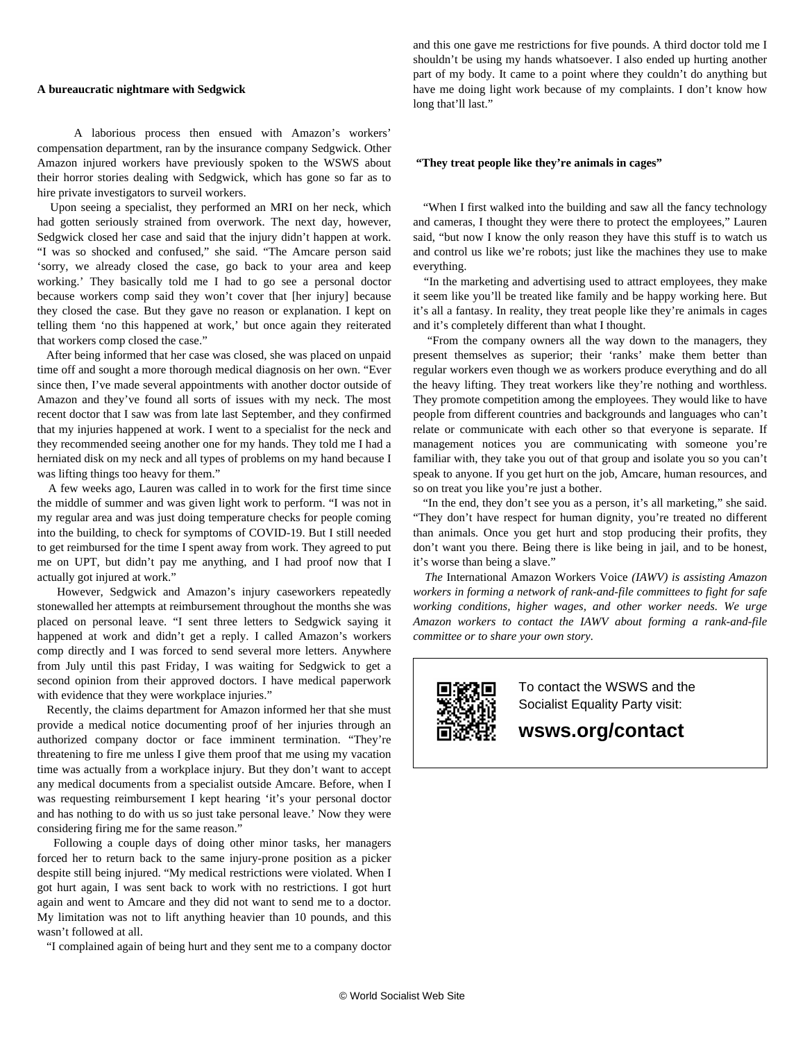## A bureaucratic nightmare with Sedgwick

A laborious process then ensued with Amazon's workers' compensation department, ran by the insurance company Sedgwick. Other Amazon injured workers have previously spoken to the WSWS about their horror stories dealing with Sedgwick, which has gone so far as to hire private investigators to surveil workers.

Upon seeing a specialist, they performed an MRI on her neck, which had gotten seriously strained from overwork. The next day, however, Sedgwick closed her case and said that the injury didn't happen at work. "I was so shocked and confused," she said. "The Amcare person said 'sorry, we already closed the case, go back to your area and keep working.' They basically told me I had to go see a personal doctor because workers comp said they won't cover that [her injury] because they closed the case. But they gave no reason or explanation. I kept on telling them 'no this happened at work,' but once again they reiterated that workers comp closed the case."

After being informed that her case was closed, she was placed on unpaid time off and sought a more thorough medical diagnosis on her own. "Ever since then, I've made several appointments with another doctor outside of Amazon and they've found all sorts of issues with my neck. The most recent doctor that I saw was from late last September, and they confirmed that my injuries happened at work. I went to a specialist for the neck and they recommended seeing another one for my hands. They told me I had a herniated disk on my neck and all types of problems on my hand because I was lifting things too heavy for them."

A few weeks ago, Lauren was called in to work for the first time since the middle of summer and was given light work to perform. "I was not in my regular area and was just doing temperature checks for people coming into the building, to check for symptoms of COVID-19. But I still needed to get reimbursed for the time I spent away from work. They agreed to put me on UPT, but didn't pay me anything, and I had proof now that I actually got injured at work."

However, Sedgwick and Amazon's injury caseworkers repeatedly stonewalled her attempts at reimbursement throughout the months she was placed on personal leave. "I sent three letters to Sedgwick saying it happened at work and didn't get a reply. I called Amazon's workers comp directly and I was forced to send several more letters. Anywhere from July until this past Friday, I was waiting for Sedgwick to get a second opinion from their approved doctors. I have medical paperwork with evidence that they were workplace injuries."

Recently, the claims department for Amazon informed her that she must provide a medical notice documenting proof of her injuries through an authorized company doctor or face imminent termination. "They're threatening to fire me unless I give them proof that me using my vacation time was actually from a workplace injury. But they don't want to accept any medical documents from a specialist outside Amcare. Before, when I was requesting reimbursement I kept hearing 'it's your personal doctor and has nothing to do with us so just take personal leave.' Now they were considering firing me for the same reason."

Following a couple days of doing other minor tasks, her managers forced her to return back to the same injury-prone position as a picker despite still being injured. "My medical restrictions were violated. When I got hurt again, I was sent back to work with no restrictions. I got hurt again and went to Amcare and they did not want to send me to a doctor. My limitation was not to lift anything heavier than 10 pounds, and this wasn't followed at all.

"I complained again of being hurt and they sent me to a company doctor and this one gave me restrictions for five pounds. A third doctor told me I shouldn't be using my hands whatsoever. I also ended up hurting another part of my body. It came to a point where they couldn't do anything but have me doing light work because of my complaints. I don't know how long that'll last."

## "They treat people like they're animals in cages"

"When I first walked into the building and saw all the fancy technology and cameras, I thought they were there to protect the employees," Lauren said, "but now I know the only reason they have this stuff is to watch us and control us like we're robots; just like the machines they use to make everything.

"In the marketing and advertising used to attract employees, they make it seem like you'll be treated like family and be happy working here. But it's all a fantasy. In reality, they treat people like they're animals in cages and it's completely different than what I thought.

"From the company owners all the way down to the managers, they present themselves as superior; their 'ranks' make them better than regular workers even though we as workers produce everything and do all the heavy lifting. They treat workers like they're nothing and worthless. They promote competition among the employees. They would like to have people from different countries and backgrounds and languages who can't relate or communicate with each other so that everyone is separate. If management notices you are communicating with someone you're familiar with, they take you out of that group and isolate you so you can't speak to anyone. If you get hurt on the job, Amcare, human resources, and so on treat you like you're just a bother.

"In the end, they don't see you as a person, it's all marketing," she said. "They don't have respect for human dignity, you're treated no different than animals. Once you get hurt and stop producing their profits, they don't want you there. Being there is like being in jail, and to be honest, it's worse than being a slave."

*The* International Amazon Workers Voice *(IAWV) is assisting Amazon workers in forming a network of rank-and-file committees to fight for safe working conditions, higher wages, and other worker needs. We urge Amazon workers to contact the IAWV about forming a rank-and-file committee or to share your own story.*

To contact the WSWS and the Socialist Equality Party visit:

**wsws.org/contact**